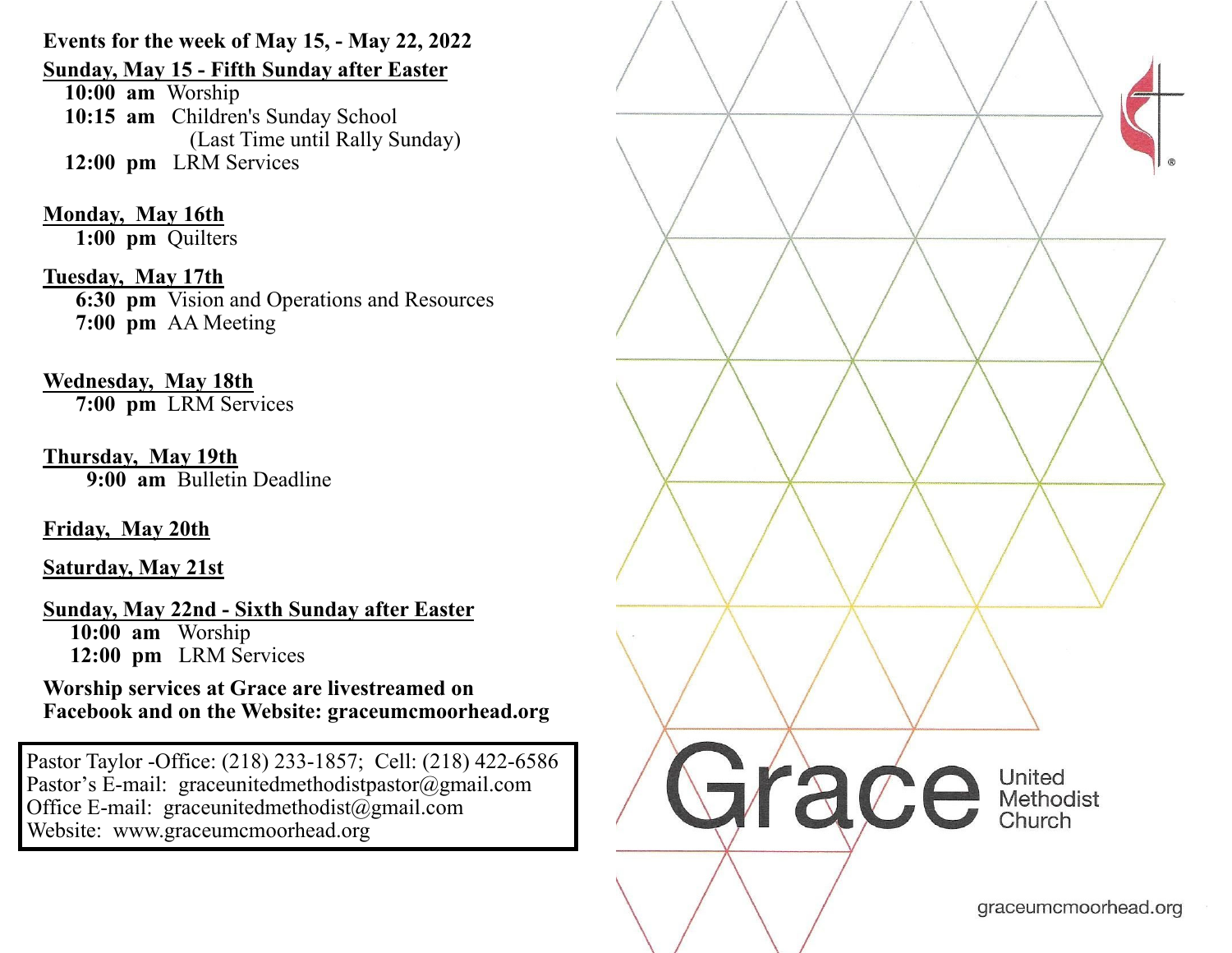**Events for the week of May 15, - May 22, 2022**

**Sunday, May 15 - Fifth Sunday after Easter**

- **10:00 am** Worship
- **10:15 am** Children's Sunday School (Last Time until Rally Sunday)
- **12:00 pm** LRM Services

**Monday, May 16th**

- **1:00 pm** Quilters

**Tuesday, May 17th**

- **6:30 pm** Vision and Operations and Resources
- **7:00 pm** AA Meeting

**Wednesday, May 18th**

- **7:00 pm** LRM Services

**Thursday, May 19th**

- **9:00 am** Bulletin Deadline

**Friday, May 20th**

**Saturday, May 21st**

**Sunday, May 22nd - Sixth Sunday after Easter**

- **10:00 am** Worship
- **12:00 pm** LRM Services

**Worship services at Grace are livestreamed on Facebook and on the Website: graceumcmoorhead.org**

Pastor Taylor -Office: (218) 233-1857; Cell: (218) 422-6586
Pastor's E-mail: graceunitedmethodistpastor@gmail.com
Office E-mail: graceunitedmethodist@gmail.com
Website: www.graceumcmoorhead.org

# Grace

United Methodist Church

graceumcmoorhead.org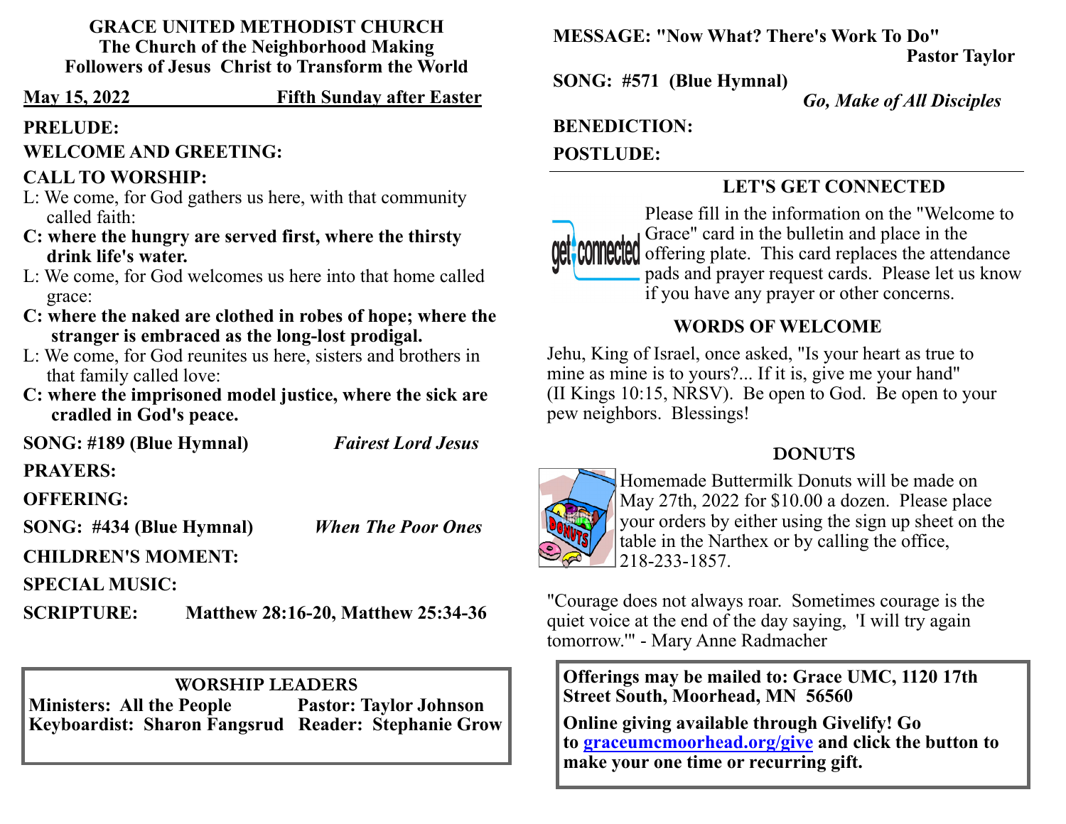**GRACE UNITED METHODIST CHURCH**
**The Church of the Neighborhood Making Followers of Jesus Christ to Transform the World**

**May 15, 2022 Fifth Sunday after Easter**

**PRELUDE:**

**WELCOME AND GREETING:**

**CALL TO WORSHIP:**

L: We come, for God gathers us here, with that community called faith:

**C: where the hungry are served first, where the thirsty drink life's water.**

L: We come, for God welcomes us here into that home called grace:

**C: where the naked are clothed in robes of hope; where the stranger is embraced as the long-lost prodigal.**

L: We come, for God reunites us here, sisters and brothers in that family called love:

**C: where the imprisoned model justice, where the sick are cradled in God's peace.**

**SONG: #189 (Blue Hymnal)** ***Fairest Lord Jesus***

**PRAYERS:**

**OFFERING:**

**SONG: #434 (Blue Hymnal)** ***When The Poor Ones***

**CHILDREN'S MOMENT:**

**SPECIAL MUSIC:**

**SCRIPTURE: Matthew 28:16-20, Matthew 25:34-36**

**WORSHIP LEADERS**
**Ministers: All the People Pastor: Taylor Johnson**
**Keyboardist: Sharon Fangsrud Reader: Stephanie Grow**

**MESSAGE: "Now What? There's Work To Do"**
**Pastor Taylor**

**SONG: #571 (Blue Hymnal)**
***Go, Make of All Disciples***

**BENEDICTION:**

**POSTLUDE:**

## LET'S GET CONNECTED

Please fill in the information on the "Welcome to Grace" card in the bulletin and place in the offering plate. This card replaces the attendance pads and prayer request cards. Please let us know if you have any prayer or other concerns.

## WORDS OF WELCOME

Jehu, King of Israel, once asked, "Is your heart as true to mine as mine is to yours?... If it is, give me your hand" (II Kings 10:15, NRSV). Be open to God. Be open to your pew neighbors. Blessings!

## DONUTS

Homemade Buttermilk Donuts will be made on May 27th, 2022 for $10.00 a dozen. Please place your orders by either using the sign up sheet on the table in the Narthex or by calling the office, 218-233-1857.

"Courage does not always roar. Sometimes courage is the quiet voice at the end of the day saying, 'I will try again tomorrow.'" - Mary Anne Radmacher

**Offerings may be mailed to: Grace UMC, 1120 17th Street South, Moorhead, MN 56560**

**Online giving available through Givelify! Go to graceumcmoorhead.org/give and click the button to make your one time or recurring gift.**